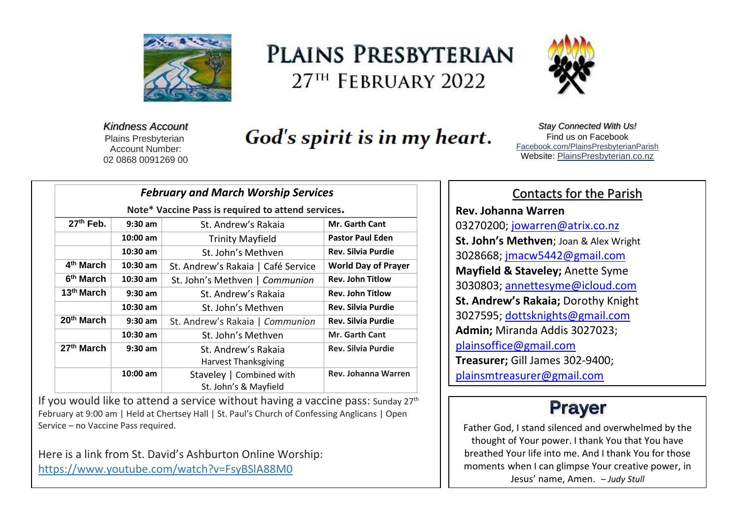# PLAINS PRESBYTERIAN

## 27TH FEBRUARY 2022

*Kindness Account*
Plains Presbyterian
Account Number:
02 0868 0091269 00

**God's spirit is in my heart.**

*Stay Connected With Us!*
Find us on Facebook
Facebook.com/PlainsPresbyterianParish
Website: PlainsPresbyterian.co.nz

### *February and March Worship Services*

**Note\* Vaccine Pass is required to attend services.**

| | | | |
|---|---|---|---|
| **27th Feb.** | **9:30 am** | St. Andrew's Rakaia | **Mr. Garth Cant** |
| | **10:00 am** | Trinity Mayfield | **Pastor Paul Eden** |
| | **10:30 am** | St. John's Methven | **Rev. Silvia Purdie** |
| **4th March** | **10:30 am** | St. Andrew's Rakaia \| Café Service | **World Day of Prayer** |
| **6th March** | **10:30 am** | St. John's Methven \| *Communion* | **Rev. John Titlow** |
| **13th March** | **9:30 am** | St. Andrew's Rakaia | **Rev. John Titlow** |
| | **10:30 am** | St. John's Methven | **Rev. Silvia Purdie** |
| **20th March** | **9:30 am** | St. Andrew's Rakaia \| *Communion* | **Rev. Silvia Purdie** |
| | **10:30 am** | St. John's Methven | **Mr. Garth Cant** |
| **27th March** | **9:30 am** | St. Andrew's Rakaia Harvest Thanksgiving | **Rev. Silvia Purdie** |
| | **10:00 am** | Staveley \| Combined with St. John's & Mayfield | **Rev. Johanna Warren** |

If you would like to attend a service without having a vaccine pass: Sunday 27th February at 9:00 am | Held at Chertsey Hall | St. Paul's Church of Confessing Anglicans | Open Service – no Vaccine Pass required.

Here is a link from St. David's Ashburton Online Worship:
https://www.youtube.com/watch?v=FsyBSlA88M0

## Contacts for the Parish

**Rev. Johanna Warren**
03270200; jowarren@atrix.co.nz
**St. John's Methven**; Joan & Alex Wright
3028668; jmacw5442@gmail.com
**Mayfield & Staveley;** Anette Syme
3030803; annettesyme@icloud.com
**St. Andrew's Rakaia;** Dorothy Knight
3027595; dottsknights@gmail.com
**Admin;** Miranda Addis 3027023;
plainsoffice@gmail.com
**Treasurer;** Gill James 302-9400;
plainsmtreasurer@gmail.com

## Prayer

Father God, I stand silenced and overwhelmed by the thought of Your power. I thank You that You have breathed Your life into me. And I thank You for those moments when I can glimpse Your creative power, in Jesus' name, Amen. *– Judy Stull*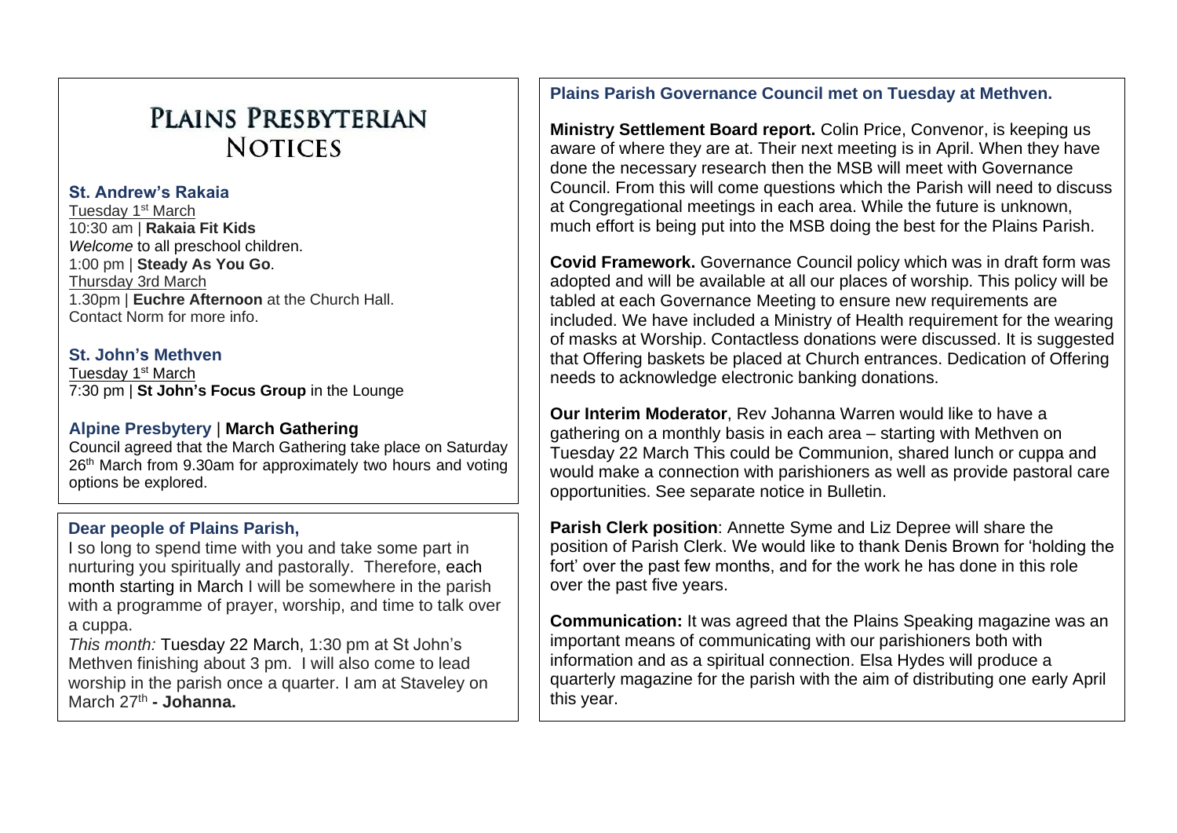# Plains Presbyterian Notices

### St. Andrew's Rakaia

Tuesday 1st March
10:30 am | **Rakaia Fit Kids**
*Welcome* to all preschool children.
1:00 pm | **Steady As You Go**.
Thursday 3rd March
1.30pm | **Euchre Afternoon** at the Church Hall.
Contact Norm for more info.

### St. John's Methven

Tuesday 1st March
7:30 pm | **St John's Focus Group** in the Lounge

### Alpine Presbytery | March Gathering

Council agreed that the March Gathering take place on Saturday 26th March from 9.30am for approximately two hours and voting options be explored.

### Dear people of Plains Parish,

I so long to spend time with you and take some part in nurturing you spiritually and pastorally. Therefore, each month starting in March I will be somewhere in the parish with a programme of prayer, worship, and time to talk over a cuppa.
*This month:* Tuesday 22 March, 1:30 pm at St John's Methven finishing about 3 pm. I will also come to lead worship in the parish once a quarter. I am at Staveley on March 27th **- Johanna.**

### Plains Parish Governance Council met on Tuesday at Methven.

**Ministry Settlement Board report.** Colin Price, Convenor, is keeping us aware of where they are at. Their next meeting is in April. When they have done the necessary research then the MSB will meet with Governance Council. From this will come questions which the Parish will need to discuss at Congregational meetings in each area. While the future is unknown, much effort is being put into the MSB doing the best for the Plains Parish.

**Covid Framework.** Governance Council policy which was in draft form was adopted and will be available at all our places of worship. This policy will be tabled at each Governance Meeting to ensure new requirements are included. We have included a Ministry of Health requirement for the wearing of masks at Worship. Contactless donations were discussed. It is suggested that Offering baskets be placed at Church entrances. Dedication of Offering needs to acknowledge electronic banking donations.

**Our Interim Moderator**, Rev Johanna Warren would like to have a gathering on a monthly basis in each area – starting with Methven on Tuesday 22 March This could be Communion, shared lunch or cuppa and would make a connection with parishioners as well as provide pastoral care opportunities. See separate notice in Bulletin.

**Parish Clerk position**: Annette Syme and Liz Depree will share the position of Parish Clerk. We would like to thank Denis Brown for 'holding the fort' over the past few months, and for the work he has done in this role over the past five years.

**Communication:** It was agreed that the Plains Speaking magazine was an important means of communicating with our parishioners both with information and as a spiritual connection. Elsa Hydes will produce a quarterly magazine for the parish with the aim of distributing one early April this year.